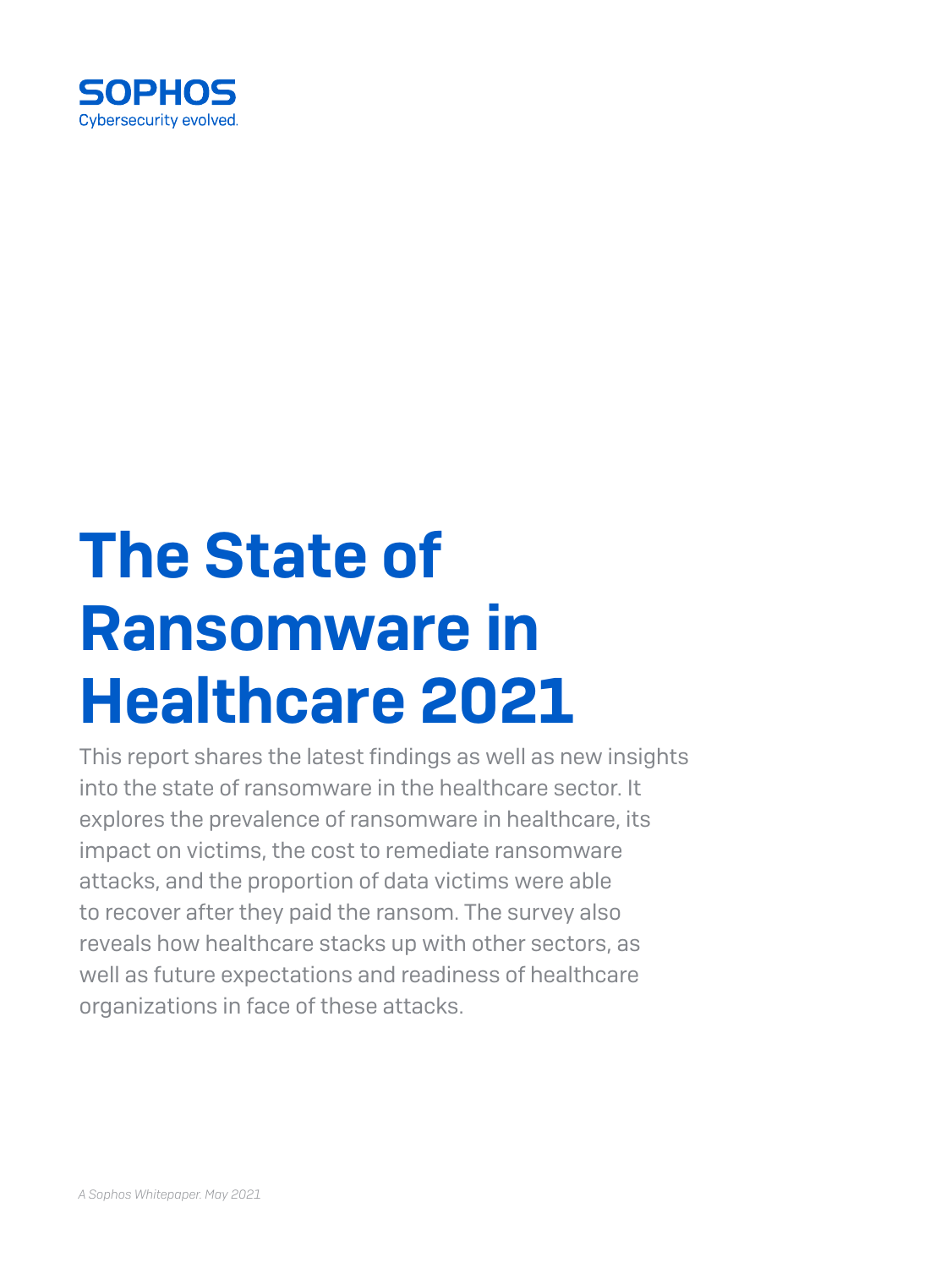SOPHOS

Cybersecurity evolved.

# The State of Ransomware in Healthcare 2021

This report shares the latest findings as well as new insights into the state of ransomware in the healthcare sector. It explores the prevalence of ransomware in healthcare, its impact on victims, the cost to remediate ransomware attacks, and the proportion of data victims were able to recover after they paid the ransom. The survey also reveals how healthcare stacks up with other sectors, as well as future expectations and readiness of healthcare organizations in face of these attacks.

*A Sophos Whitepaper. May 2021*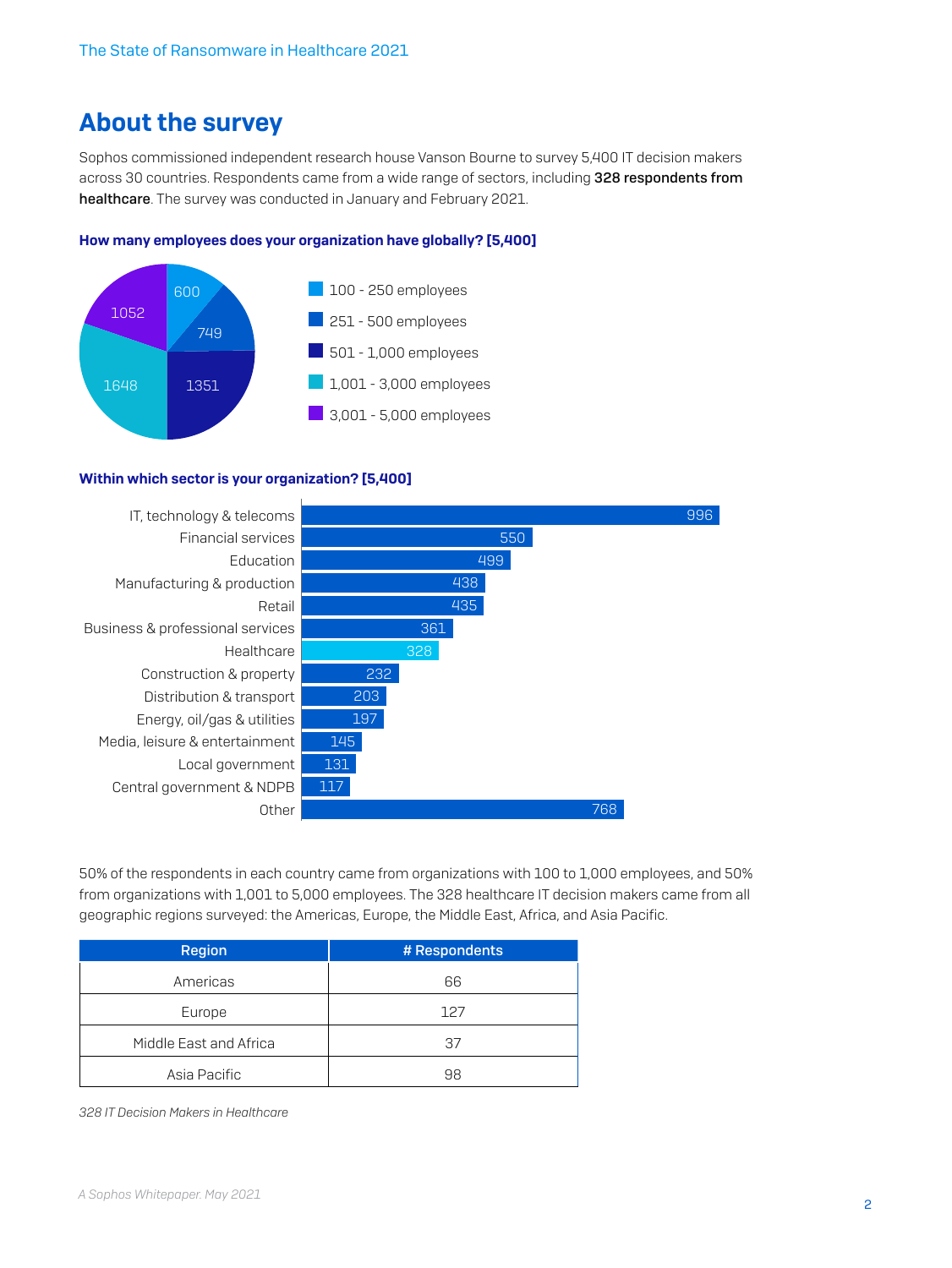## About the survey

Sophos commissioned independent research house Vanson Bourne to survey 5,400 IT decision makers across 30 countries. Respondents came from a wide range of sectors, including **328 respondents from healthcare**. The survey was conducted in January and February 2021.

**How many employees does your organization have globally? [5,400]**

| Employees | Respondents |
|---|---|
| 100 - 250 employees | 600 |
| 251 - 500 employees | 749 |
| 501 - 1,000 employees | 1351 |
| 1,001 - 3,000 employees | 1648 |
| 3,001 - 5,000 employees | 1052 |

**Within which sector is your organization? [5,400]**

| Sector | Respondents |
|---|---|
| IT, technology & telecoms | 996 |
| Financial services | 550 |
| Education | 499 |
| Manufacturing & production | 438 |
| Retail | 435 |
| Business & professional services | 361 |
| Healthcare | 328 |
| Construction & property | 232 |
| Distribution & transport | 203 |
| Energy, oil/gas & utilities | 197 |
| Media, leisure & entertainment | 145 |
| Local government | 131 |
| Central government & NDPB | 117 |
| Other | 768 |

50% of the respondents in each country came from organizations with 100 to 1,000 employees, and 50% from organizations with 1,001 to 5,000 employees. The 328 healthcare IT decision makers came from all geographic regions surveyed: the Americas, Europe, the Middle East, Africa, and Asia Pacific.

| Region | # Respondents |
|---|---|
| Americas | 66 |
| Europe | 127 |
| Middle East and Africa | 37 |
| Asia Pacific | 98 |

*328 IT Decision Makers in Healthcare*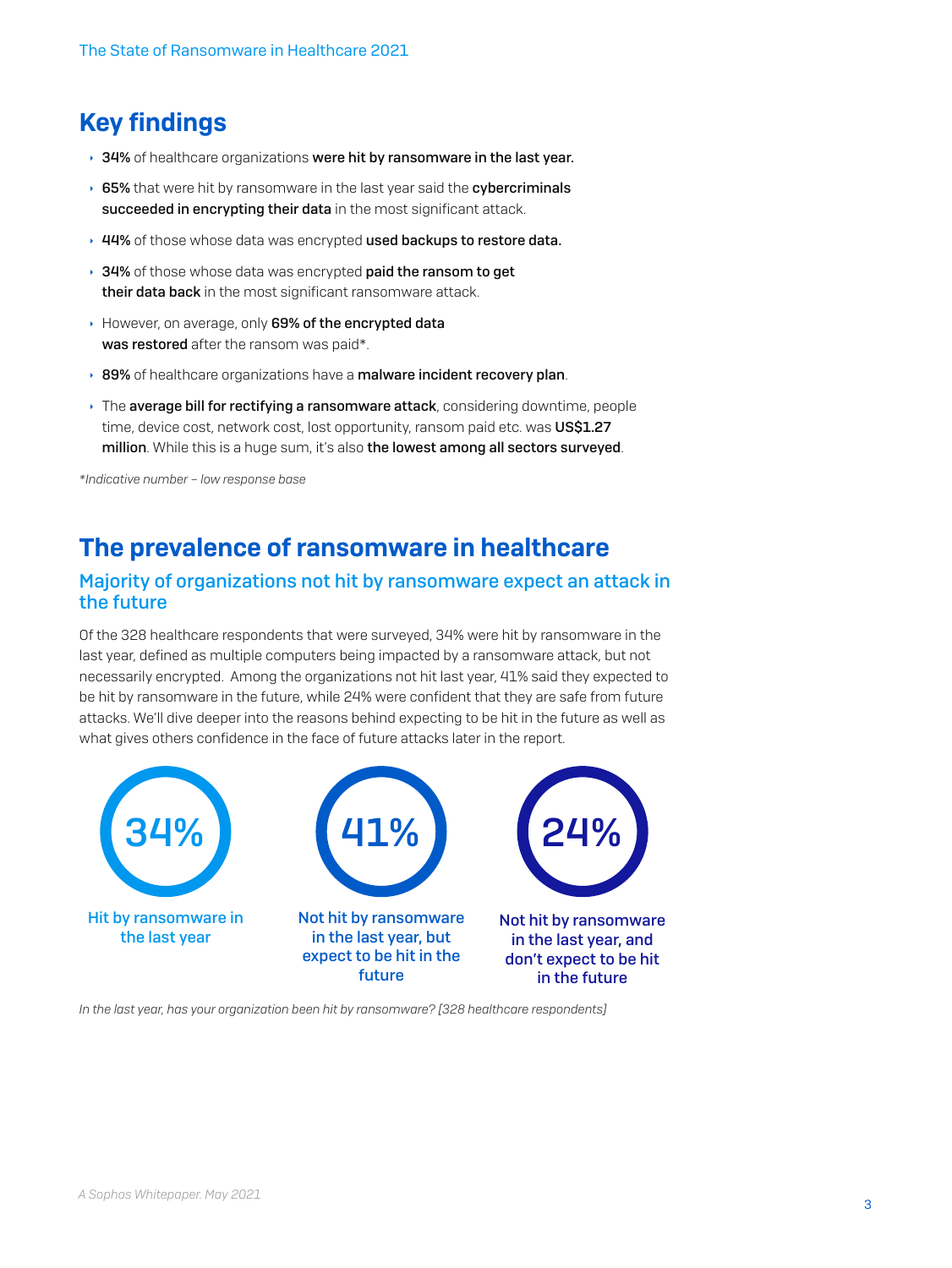## Key findings

- **34%** of healthcare organizations **were hit by ransomware in the last year.**
- **65%** that were hit by ransomware in the last year said the **cybercriminals succeeded in encrypting their data** in the most significant attack.
- **44%** of those whose data was encrypted **used backups to restore data.**
- **34%** of those whose data was encrypted **paid the ransom to get their data back** in the most significant ransomware attack.
- However, on average, only **69% of the encrypted data was restored** after the ransom was paid*.
- **89%** of healthcare organizations have a **malware incident recovery plan**.
- The **average bill for rectifying a ransomware attack**, considering downtime, people time, device cost, network cost, lost opportunity, ransom paid etc. was **US$1.27 million**. While this is a huge sum, it's also **the lowest among all sectors surveyed**.

*\*Indicative number – low response base*

## The prevalence of ransomware in healthcare

### Majority of organizations not hit by ransomware expect an attack in the future

Of the 328 healthcare respondents that were surveyed, 34% were hit by ransomware in the last year, defined as multiple computers being impacted by a ransomware attack, but not necessarily encrypted. Among the organizations not hit last year, 41% said they expected to be hit by ransomware in the future, while 24% were confident that they are safe from future attacks. We'll dive deeper into the reasons behind expecting to be hit in the future as well as what gives others confidence in the face of future attacks later in the report.

**34%** Hit by ransomware in the last year

**41%** Not hit by ransomware in the last year, but expect to be hit in the future

**24%** Not hit by ransomware in the last year, and don't expect to be hit in the future

*In the last year, has your organization been hit by ransomware? [328 healthcare respondents]*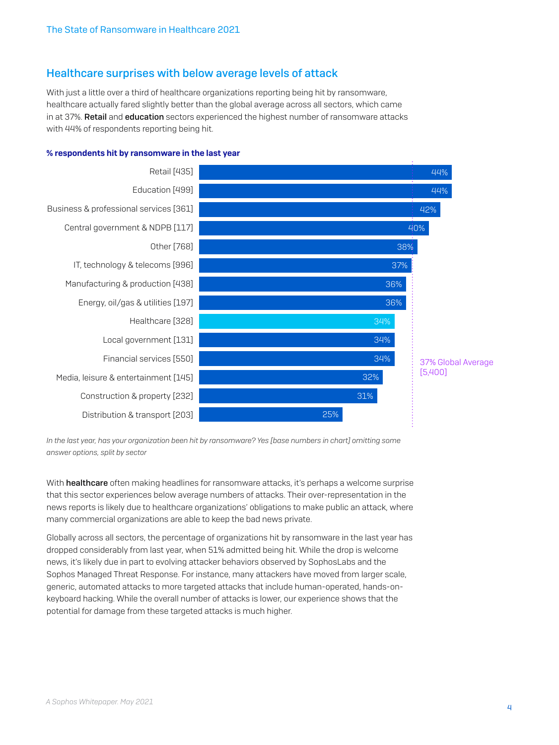## Healthcare surprises with below average levels of attack

With just a little over a third of healthcare organizations reporting being hit by ransomware, healthcare actually fared slightly better than the global average across all sectors, which came in at 37%. **Retail** and **education** sectors experienced the highest number of ransomware attacks with 44% of respondents reporting being hit.

**% respondents hit by ransomware in the last year**

| Sector | % |
|---|---|
| Retail [435] | 44% |
| Education [499] | 44% |
| Business & professional services [361] | 42% |
| Central government & NDPB [117] | 40% |
| Other [768] | 38% |
| IT, technology & telecoms [996] | 37% |
| Manufacturing & production [438] | 36% |
| Energy, oil/gas & utilities [197] | 36% |
| Healthcare [328] | 34% |
| Local government [131] | 34% |
| Financial services [550] | 34% |
| Media, leisure & entertainment [145] | 32% |
| Construction & property [232] | 31% |
| Distribution & transport [203] | 25% |

37% Global Average [5,400]

*In the last year, has your organization been hit by ransomware? Yes [base numbers in chart] omitting some answer options, split by sector*

With **healthcare** often making headlines for ransomware attacks, it's perhaps a welcome surprise that this sector experiences below average numbers of attacks. Their over-representation in the news reports is likely due to healthcare organizations' obligations to make public an attack, where many commercial organizations are able to keep the bad news private.

Globally across all sectors, the percentage of organizations hit by ransomware in the last year has dropped considerably from last year, when 51% admitted being hit. While the drop is welcome news, it's likely due in part to evolving attacker behaviors observed by SophosLabs and the Sophos Managed Threat Response. For instance, many attackers have moved from larger scale, generic, automated attacks to more targeted attacks that include human-operated, hands-on-keyboard hacking. While the overall number of attacks is lower, our experience shows that the potential for damage from these targeted attacks is much higher.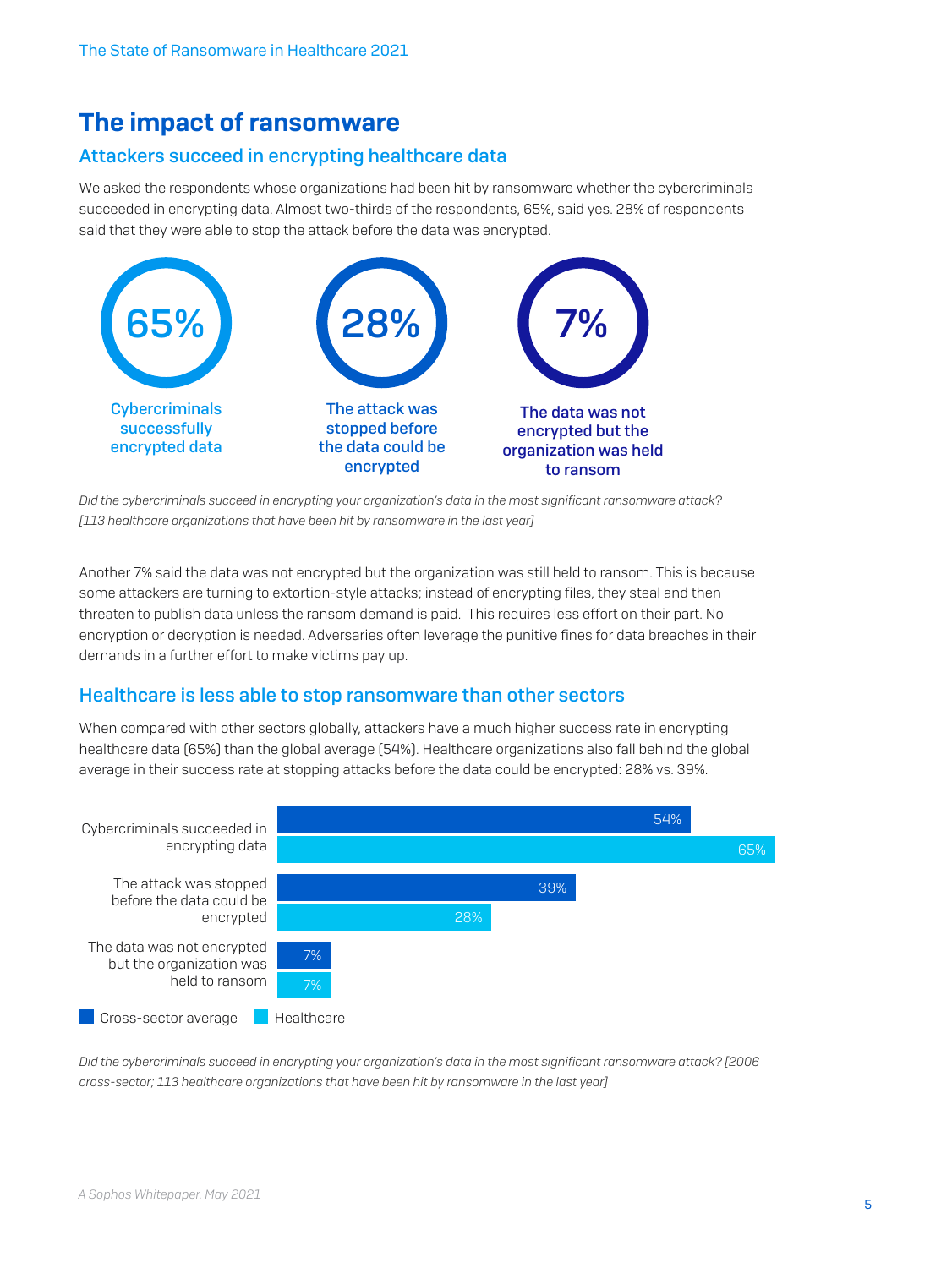# The impact of ransomware

## Attackers succeed in encrypting healthcare data

We asked the respondents whose organizations had been hit by ransomware whether the cybercriminals succeeded in encrypting data. Almost two-thirds of the respondents, 65%, said yes. 28% of respondents said that they were able to stop the attack before the data was encrypted.

**65%** Cybercriminals successfully encrypted data

**28%** The attack was stopped before the data could be encrypted

**7%** The data was not encrypted but the organization was held to ransom

*Did the cybercriminals succeed in encrypting your organization's data in the most significant ransomware attack? [113 healthcare organizations that have been hit by ransomware in the last year]*

Another 7% said the data was not encrypted but the organization was still held to ransom. This is because some attackers are turning to extortion-style attacks; instead of encrypting files, they steal and then threaten to publish data unless the ransom demand is paid. This requires less effort on their part. No encryption or decryption is needed. Adversaries often leverage the punitive fines for data breaches in their demands in a further effort to make victims pay up.

## Healthcare is less able to stop ransomware than other sectors

When compared with other sectors globally, attackers have a much higher success rate in encrypting healthcare data (65%) than the global average (54%). Healthcare organizations also fall behind the global average in their success rate at stopping attacks before the data could be encrypted: 28% vs. 39%.

| | Cross-sector average | Healthcare |
|---|---|---|
| Cybercriminals succeeded in encrypting data | 54% | 65% |
| The attack was stopped before the data could be encrypted | 39% | 28% |
| The data was not encrypted but the organization was held to ransom | 7% | 7% |

*Did the cybercriminals succeed in encrypting your organization's data in the most significant ransomware attack? [2006 cross-sector; 113 healthcare organizations that have been hit by ransomware in the last year]*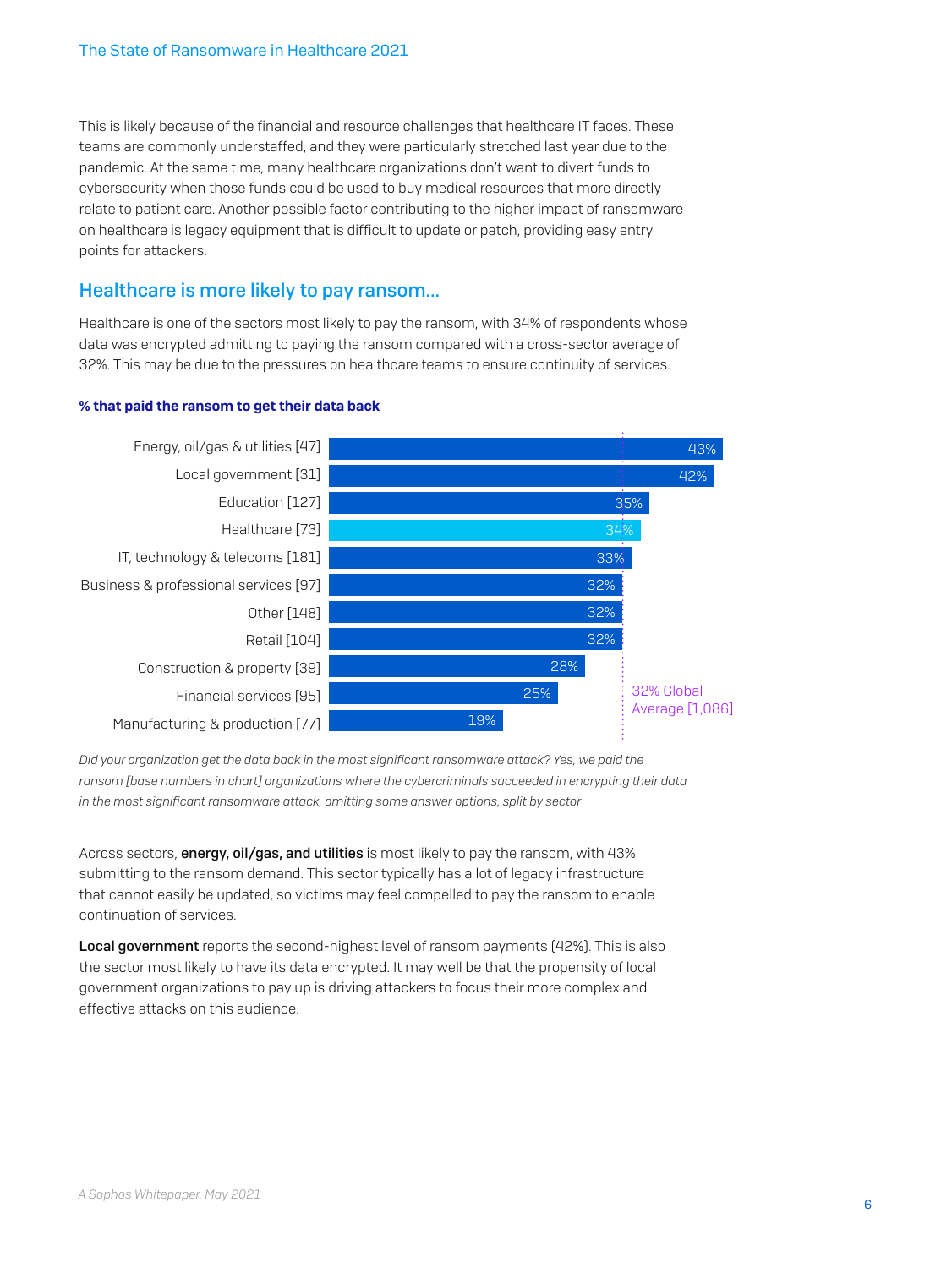This is likely because of the financial and resource challenges that healthcare IT faces. These teams are commonly understaffed, and they were particularly stretched last year due to the pandemic. At the same time, many healthcare organizations don't want to divert funds to cybersecurity when those funds could be used to buy medical resources that more directly relate to patient care. Another possible factor contributing to the higher impact of ransomware on healthcare is legacy equipment that is difficult to update or patch, providing easy entry points for attackers.

## Healthcare is more likely to pay ransom...

Healthcare is one of the sectors most likely to pay the ransom, with 34% of respondents whose data was encrypted admitting to paying the ransom compared with a cross-sector average of 32%. This may be due to the pressures on healthcare teams to ensure continuity of services.

**% that paid the ransom to get their data back**

| Sector | % |
| --- | --- |
| Energy, oil/gas & utilities [47] | 43% |
| Local government [31] | 42% |
| Education [127] | 35% |
| Healthcare [73] | 34% |
| IT, technology & telecoms [181] | 33% |
| Business & professional services [97] | 32% |
| Other [148] | 32% |
| Retail [104] | 32% |
| Construction & property [39] | 28% |
| Financial services [95] | 25% |
| Manufacturing & production [77] | 19% |

32% Global Average [1,086]

*Did your organization get the data back in the most significant ransomware attack? Yes, we paid the ransom [base numbers in chart] organizations where the cybercriminals succeeded in encrypting their data in the most significant ransomware attack, omitting some answer options, split by sector*

Across sectors, **energy, oil/gas, and utilities** is most likely to pay the ransom, with 43% submitting to the ransom demand. This sector typically has a lot of legacy infrastructure that cannot easily be updated, so victims may feel compelled to pay the ransom to enable continuation of services.

**Local government** reports the second-highest level of ransom payments (42%). This is also the sector most likely to have its data encrypted. It may well be that the propensity of local government organizations to pay up is driving attackers to focus their more complex and effective attacks on this audience.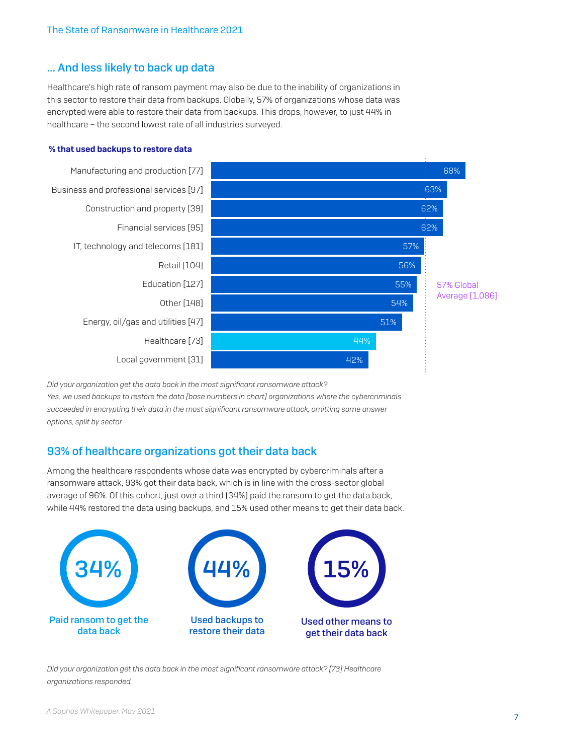## … And less likely to back up data

Healthcare's high rate of ransom payment may also be due to the inability of organizations in this sector to restore their data from backups. Globally, 57% of organizations whose data was encrypted were able to restore their data from backups. This drops, however, to just 44% in healthcare – the second lowest rate of all industries surveyed.

**% that used backups to restore data**

| Sector | % |
| --- | --- |
| Manufacturing and production [77] | 68% |
| Business and professional services [97] | 63% |
| Construction and property [39] | 62% |
| Financial services [95] | 62% |
| IT, technology and telecoms [181] | 57% |
| Retail [104] | 56% |
| Education [127] | 55% |
| Other [148] | 54% |
| Energy, oil/gas and utilities [47] | 51% |
| Healthcare [73] | 44% |
| Local government [31] | 42% |

57% Global Average [1,086]

*Did your organization get the data back in the most significant ransomware attack? Yes, we used backups to restore the data [base numbers in chart] organizations where the cybercriminals succeeded in encrypting their data in the most significant ransomware attack, omitting some answer options, split by sector*

## 93% of healthcare organizations got their data back

Among the healthcare respondents whose data was encrypted by cybercriminals after a ransomware attack, 93% got their data back, which is in line with the cross-sector global average of 96%. Of this cohort, just over a third (34%) paid the ransom to get the data back, while 44% restored the data using backups, and 15% used other means to get their data back.

**34%** Paid ransom to get the data back

**44%** Used backups to restore their data

**15%** Used other means to get their data back

*Did your organization get the data back in the most significant ransomware attack? [73] Healthcare organizations responded.*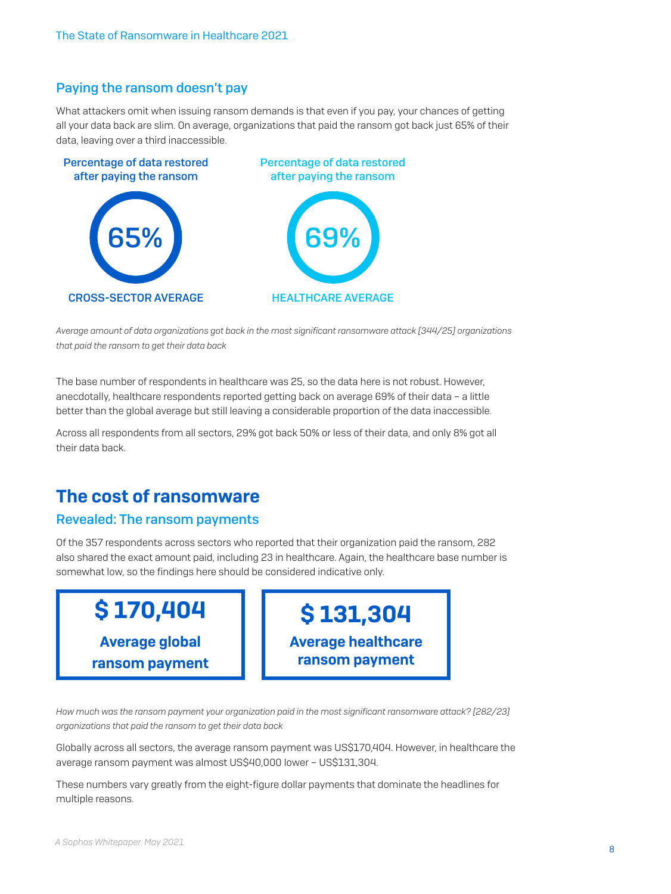## Paying the ransom doesn't pay

What attackers omit when issuing ransom demands is that even if you pay, your chances of getting all your data back are slim. On average, organizations that paid the ransom got back just 65% of their data, leaving over a third inaccessible.

**Percentage of data restored after paying the ransom**

**65%**

CROSS-SECTOR AVERAGE

**Percentage of data restored after paying the ransom**

**69%**

HEALTHCARE AVERAGE

*Average amount of data organizations got back in the most significant ransomware attack [344/25] organizations that paid the ransom to get their data back*

The base number of respondents in healthcare was 25, so the data here is not robust. However, anecdotally, healthcare respondents reported getting back on average 69% of their data – a little better than the global average but still leaving a considerable proportion of the data inaccessible.

Across all respondents from all sectors, 29% got back 50% or less of their data, and only 8% got all their data back.

# The cost of ransomware

## Revealed: The ransom payments

Of the 357 respondents across sectors who reported that their organization paid the ransom, 282 also shared the exact amount paid, including 23 in healthcare. Again, the healthcare base number is somewhat low, so the findings here should be considered indicative only.

**$ 170,404**

**Average global ransom payment**

**$ 131,304**

**Average healthcare ransom payment**

*How much was the ransom payment your organization paid in the most significant ransomware attack? [282/23] organizations that paid the ransom to get their data back*

Globally across all sectors, the average ransom payment was US$170,404. However, in healthcare the average ransom payment was almost US$40,000 lower – US$131,304.

These numbers vary greatly from the eight-figure dollar payments that dominate the headlines for multiple reasons.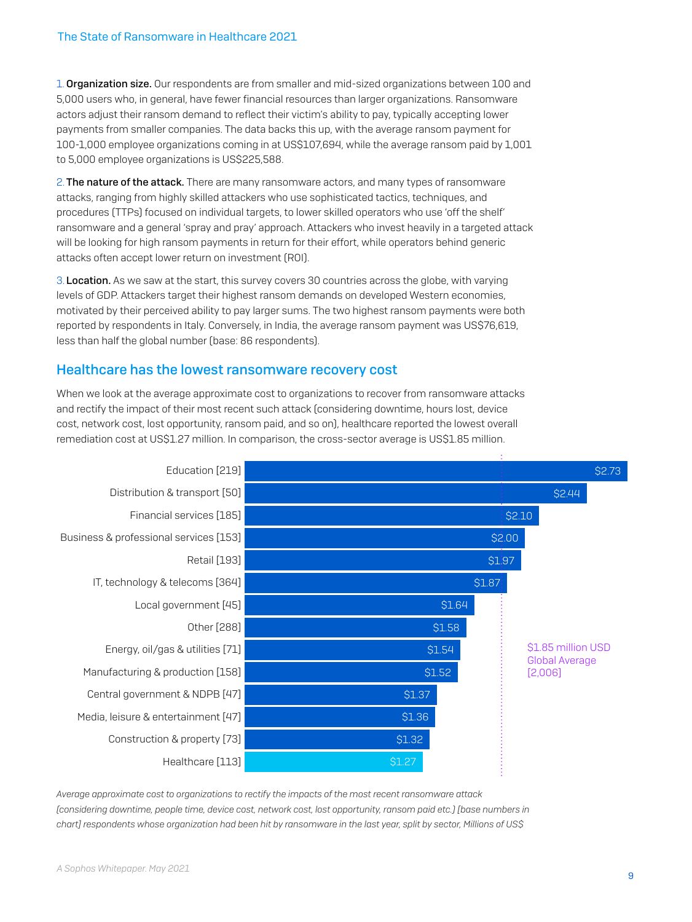1. **Organization size.** Our respondents are from smaller and mid-sized organizations between 100 and 5,000 users who, in general, have fewer financial resources than larger organizations. Ransomware actors adjust their ransom demand to reflect their victim's ability to pay, typically accepting lower payments from smaller companies. The data backs this up, with the average ransom payment for 100-1,000 employee organizations coming in at US$107,694, while the average ransom paid by 1,001 to 5,000 employee organizations is US$225,588.

2. **The nature of the attack.** There are many ransomware actors, and many types of ransomware attacks, ranging from highly skilled attackers who use sophisticated tactics, techniques, and procedures (TTPs) focused on individual targets, to lower skilled operators who use 'off the shelf' ransomware and a general 'spray and pray' approach. Attackers who invest heavily in a targeted attack will be looking for high ransom payments in return for their effort, while operators behind generic attacks often accept lower return on investment (ROI).

3. **Location.** As we saw at the start, this survey covers 30 countries across the globe, with varying levels of GDP. Attackers target their highest ransom demands on developed Western economies, motivated by their perceived ability to pay larger sums. The two highest ransom payments were both reported by respondents in Italy. Conversely, in India, the average ransom payment was US$76,619, less than half the global number (base: 86 respondents).

## Healthcare has the lowest ransomware recovery cost

When we look at the average approximate cost to organizations to recover from ransomware attacks and rectify the impact of their most recent such attack (considering downtime, hours lost, device cost, network cost, lost opportunity, ransom paid, and so on), healthcare reported the lowest overall remediation cost at US$1.27 million. In comparison, the cross-sector average is US$1.85 million.

| Sector | Average cost (Millions of US$) |
|---|---|
| Education [219] | $2.73 |
| Distribution & transport [50] | $2.44 |
| Financial services [185] | $2.10 |
| Business & professional services [153] | $2.00 |
| Retail [193] | $1.97 |
| IT, technology & telecoms [364] | $1.87 |
| Local government [45] | $1.64 |
| Other [288] | $1.58 |
| Energy, oil/gas & utilities [71] | $1.54 |
| Manufacturing & production [158] | $1.52 |
| Central government & NDPB [47] | $1.37 |
| Media, leisure & entertainment [47] | $1.36 |
| Construction & property [73] | $1.32 |
| Healthcare [113] | $1.27 |

$1.85 million USD Global Average [2,006]

*Average approximate cost to organizations to rectify the impacts of the most recent ransomware attack (considering downtime, people time, device cost, network cost, lost opportunity, ransom paid etc.) [base numbers in chart] respondents whose organization had been hit by ransomware in the last year, split by sector, Millions of US$*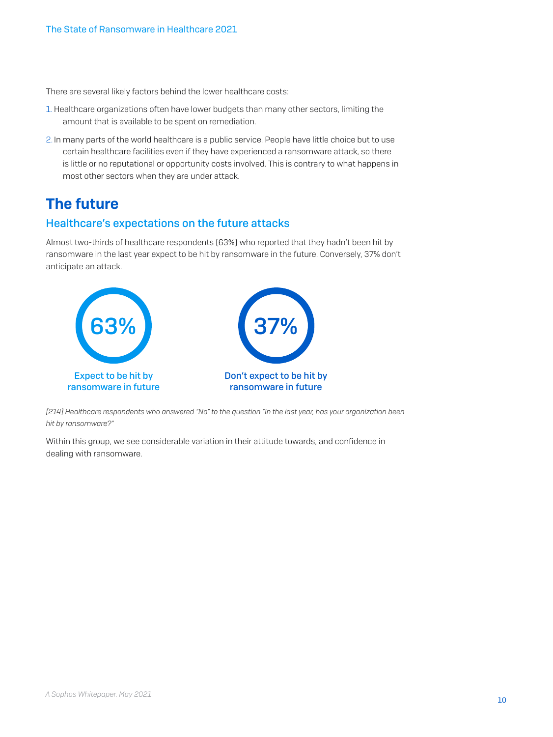There are several likely factors behind the lower healthcare costs:

1. Healthcare organizations often have lower budgets than many other sectors, limiting the amount that is available to be spent on remediation.
2. In many parts of the world healthcare is a public service. People have little choice but to use certain healthcare facilities even if they have experienced a ransomware attack, so there is little or no reputational or opportunity costs involved. This is contrary to what happens in most other sectors when they are under attack.

# The future

## Healthcare's expectations on the future attacks

Almost two-thirds of healthcare respondents (63%) who reported that they hadn't been hit by ransomware in the last year expect to be hit by ransomware in the future. Conversely, 37% don't anticipate an attack.

**63%** Expect to be hit by ransomware in future

**37%** Don't expect to be hit by ransomware in future

*[214] Healthcare respondents who answered "No" to the question "In the last year, has your organization been hit by ransomware?"*

Within this group, we see considerable variation in their attitude towards, and confidence in dealing with ransomware.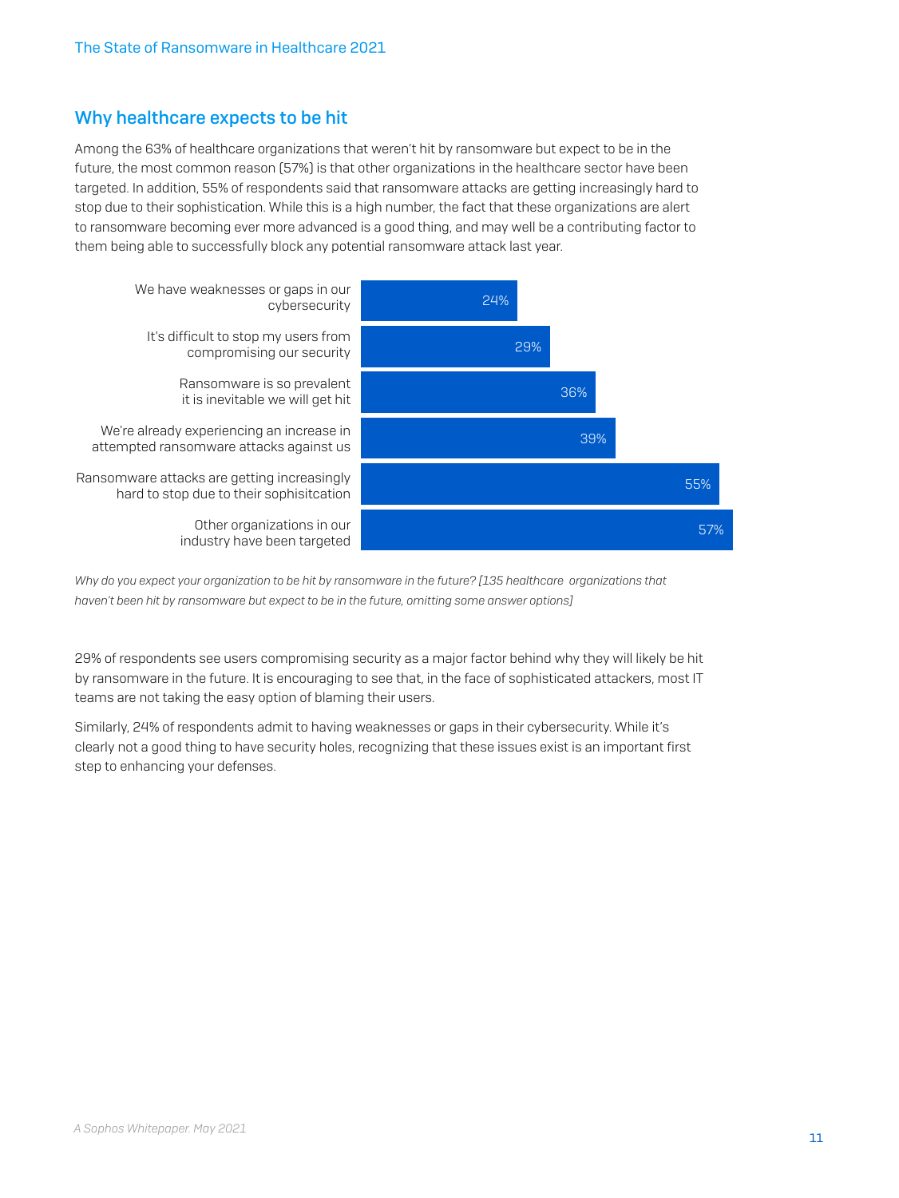## Why healthcare expects to be hit

Among the 63% of healthcare organizations that weren't hit by ransomware but expect to be in the future, the most common reason (57%) is that other organizations in the healthcare sector have been targeted. In addition, 55% of respondents said that ransomware attacks are getting increasingly hard to stop due to their sophistication. While this is a high number, the fact that these organizations are alert to ransomware becoming ever more advanced is a good thing, and may well be a contributing factor to them being able to successfully block any potential ransomware attack last year.

| Reason | % |
| --- | --- |
| We have weaknesses or gaps in our cybersecurity | 24% |
| It's difficult to stop my users from compromising our security | 29% |
| Ransomware is so prevalent it is inevitable we will get hit | 36% |
| We're already experiencing an increase in attempted ransomware attacks against us | 39% |
| Ransomware attacks are getting increasingly hard to stop due to their sophisitcation | 55% |
| Other organizations in our industry have been targeted | 57% |

*Why do you expect your organization to be hit by ransomware in the future? [135 healthcare organizations that haven't been hit by ransomware but expect to be in the future, omitting some answer options]*

29% of respondents see users compromising security as a major factor behind why they will likely be hit by ransomware in the future. It is encouraging to see that, in the face of sophisticated attackers, most IT teams are not taking the easy option of blaming their users.

Similarly, 24% of respondents admit to having weaknesses or gaps in their cybersecurity. While it's clearly not a good thing to have security holes, recognizing that these issues exist is an important first step to enhancing your defenses.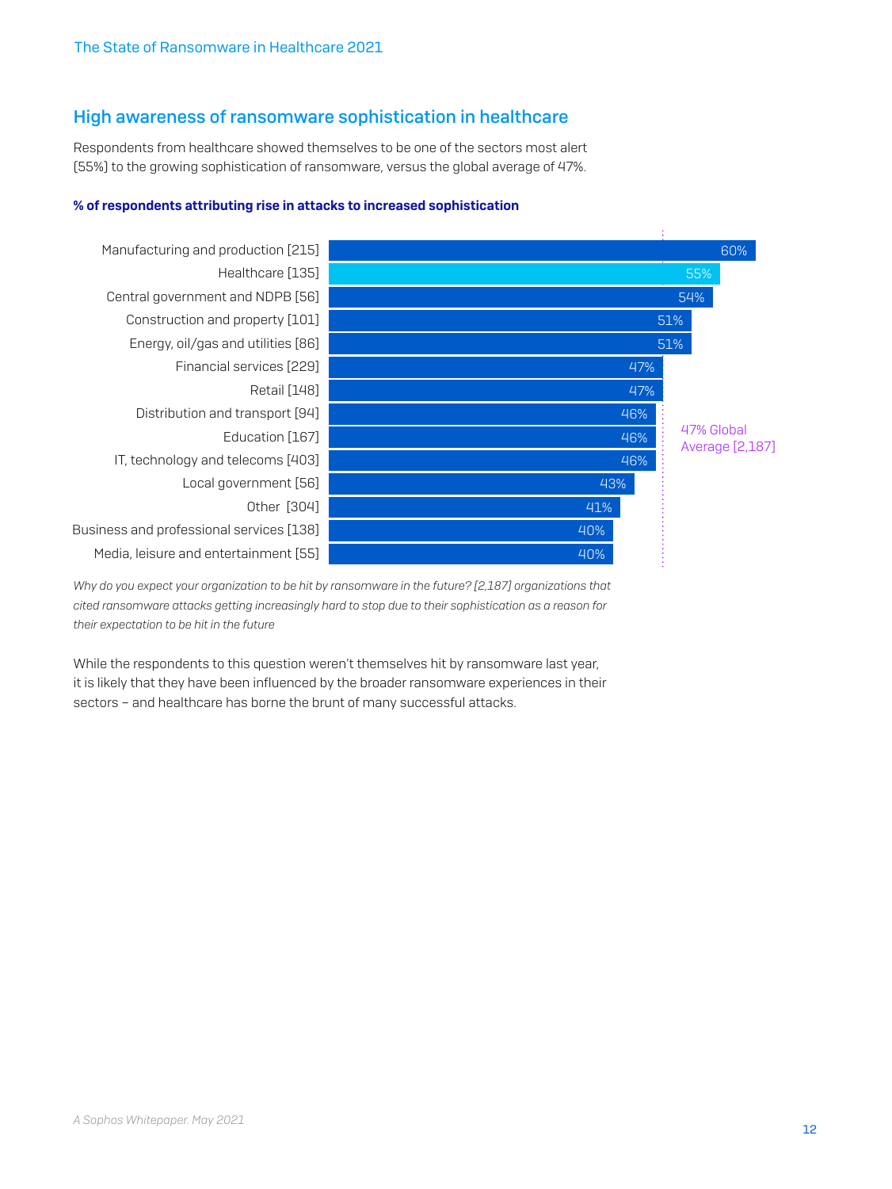## High awareness of ransomware sophistication in healthcare

Respondents from healthcare showed themselves to be one of the sectors most alert (55%) to the growing sophistication of ransomware, versus the global average of 47%.

**% of respondents attributing rise in attacks to increased sophistication**

| Sector | % |
| --- | --- |
| Manufacturing and production [215] | 60% |
| Healthcare [135] | 55% |
| Central government and NDPB [56] | 54% |
| Construction and property [101] | 51% |
| Energy, oil/gas and utilities [86] | 51% |
| Financial services [229] | 47% |
| Retail [148] | 47% |
| Distribution and transport [94] | 46% |
| Education [167] | 46% |
| IT, technology and telecoms [403] | 46% |
| Local government [56] | 43% |
| Other [304] | 41% |
| Business and professional services [138] | 40% |
| Media, leisure and entertainment [55] | 40% |

47% Global Average [2,187]

*Why do you expect your organization to be hit by ransomware in the future? [2,187] organizations that cited ransomware attacks getting increasingly hard to stop due to their sophistication as a reason for their expectation to be hit in the future*

While the respondents to this question weren't themselves hit by ransomware last year, it is likely that they have been influenced by the broader ransomware experiences in their sectors – and healthcare has borne the brunt of many successful attacks.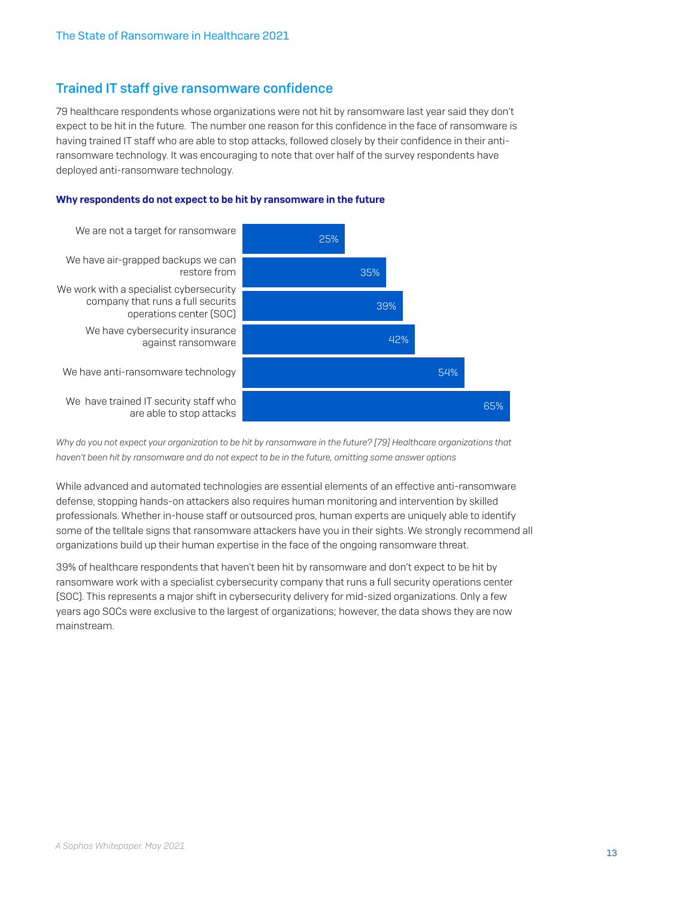## Trained IT staff give ransomware confidence

79 healthcare respondents whose organizations were not hit by ransomware last year said they don't expect to be hit in the future. The number one reason for this confidence in the face of ransomware is having trained IT staff who are able to stop attacks, followed closely by their confidence in their anti-ransomware technology. It was encouraging to note that over half of the survey respondents have deployed anti-ransomware technology.

**Why respondents do not expect to be hit by ransomware in the future**

| Reason | % |
|---|---|
| We are not a target for ransomware | 25% |
| We have air-grapped backups we can restore from | 35% |
| We work with a specialist cybersecurity company that runs a full securits operations center (SOC) | 39% |
| We have cybersecurity insurance against ransomware | 42% |
| We have anti-ransomware technology | 54% |
| We have trained IT security staff who are able to stop attacks | 65% |

*Why do you not expect your organization to be hit by ransomware in the future? [79] Healthcare organizations that haven't been hit by ransomware and do not expect to be in the future, omitting some answer options*

While advanced and automated technologies are essential elements of an effective anti-ransomware defense, stopping hands-on attackers also requires human monitoring and intervention by skilled professionals. Whether in-house staff or outsourced pros, human experts are uniquely able to identify some of the telltale signs that ransomware attackers have you in their sights. We strongly recommend all organizations build up their human expertise in the face of the ongoing ransomware threat.

39% of healthcare respondents that haven't been hit by ransomware and don't expect to be hit by ransomware work with a specialist cybersecurity company that runs a full security operations center (SOC). This represents a major shift in cybersecurity delivery for mid-sized organizations. Only a few years ago SOCs were exclusive to the largest of organizations; however, the data shows they are now mainstream.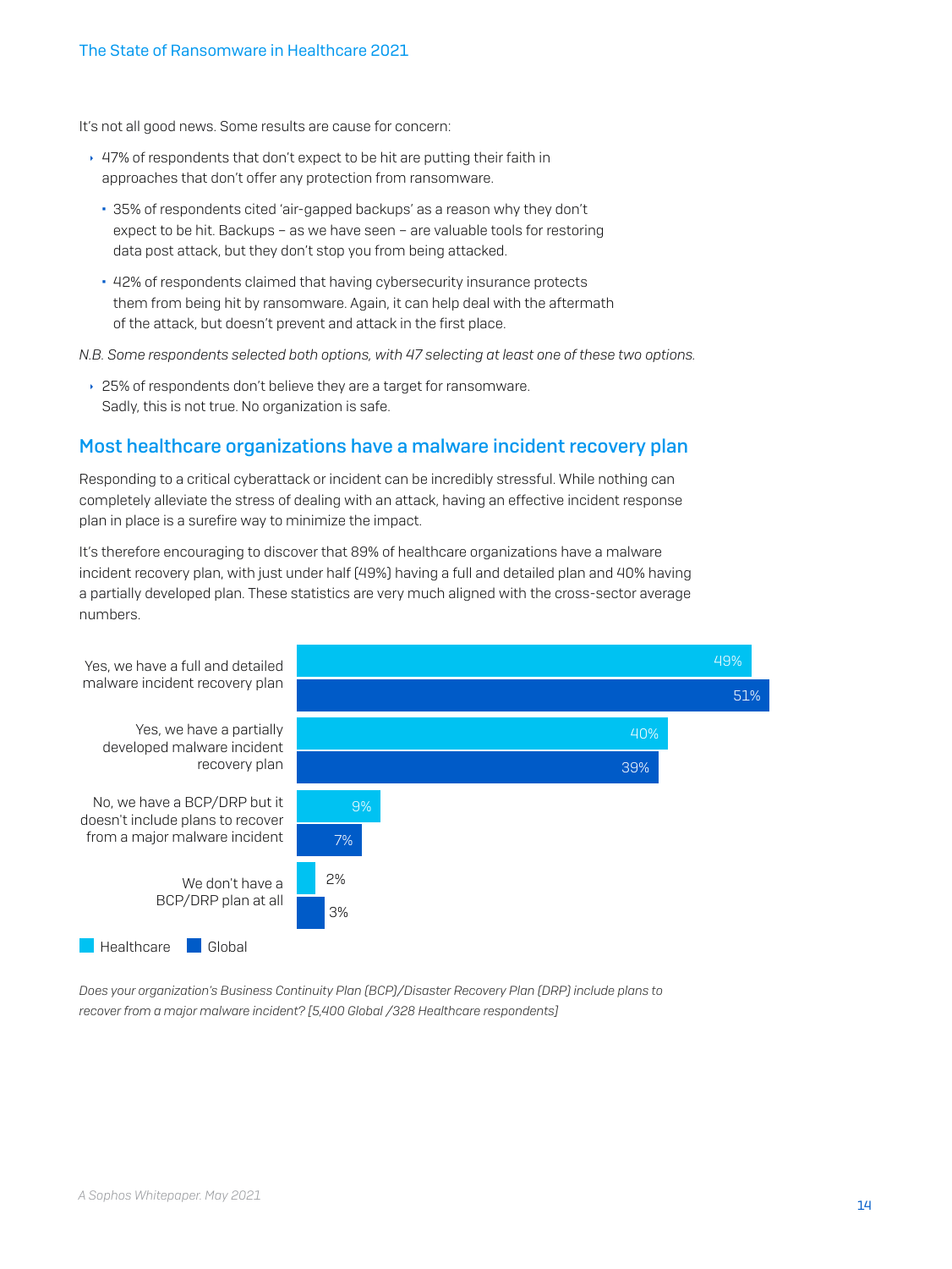It's not all good news. Some results are cause for concern:

- 47% of respondents that don't expect to be hit are putting their faith in approaches that don't offer any protection from ransomware.
  - 35% of respondents cited 'air-gapped backups' as a reason why they don't expect to be hit. Backups – as we have seen – are valuable tools for restoring data post attack, but they don't stop you from being attacked.
  - 42% of respondents claimed that having cybersecurity insurance protects them from being hit by ransomware. Again, it can help deal with the aftermath of the attack, but doesn't prevent and attack in the first place.

*N.B. Some respondents selected both options, with 47 selecting at least one of these two options.*

- 25% of respondents don't believe they are a target for ransomware. Sadly, this is not true. No organization is safe.

## Most healthcare organizations have a malware incident recovery plan

Responding to a critical cyberattack or incident can be incredibly stressful. While nothing can completely alleviate the stress of dealing with an attack, having an effective incident response plan in place is a surefire way to minimize the impact.

It's therefore encouraging to discover that 89% of healthcare organizations have a malware incident recovery plan, with just under half (49%) having a full and detailed plan and 40% having a partially developed plan. These statistics are very much aligned with the cross-sector average numbers.

| | Healthcare | Global |
|---|---|---|
| Yes, we have a full and detailed malware incident recovery plan | 49% | 51% |
| Yes, we have a partially developed malware incident recovery plan | 40% | 39% |
| No, we have a BCP/DRP but it doesn't include plans to recover from a major malware incident | 9% | 7% |
| We don't have a BCP/DRP plan at all | 2% | 3% |

*Does your organization's Business Continuity Plan (BCP)/Disaster Recovery Plan (DRP) include plans to recover from a major malware incident? [5,400 Global /328 Healthcare respondents]*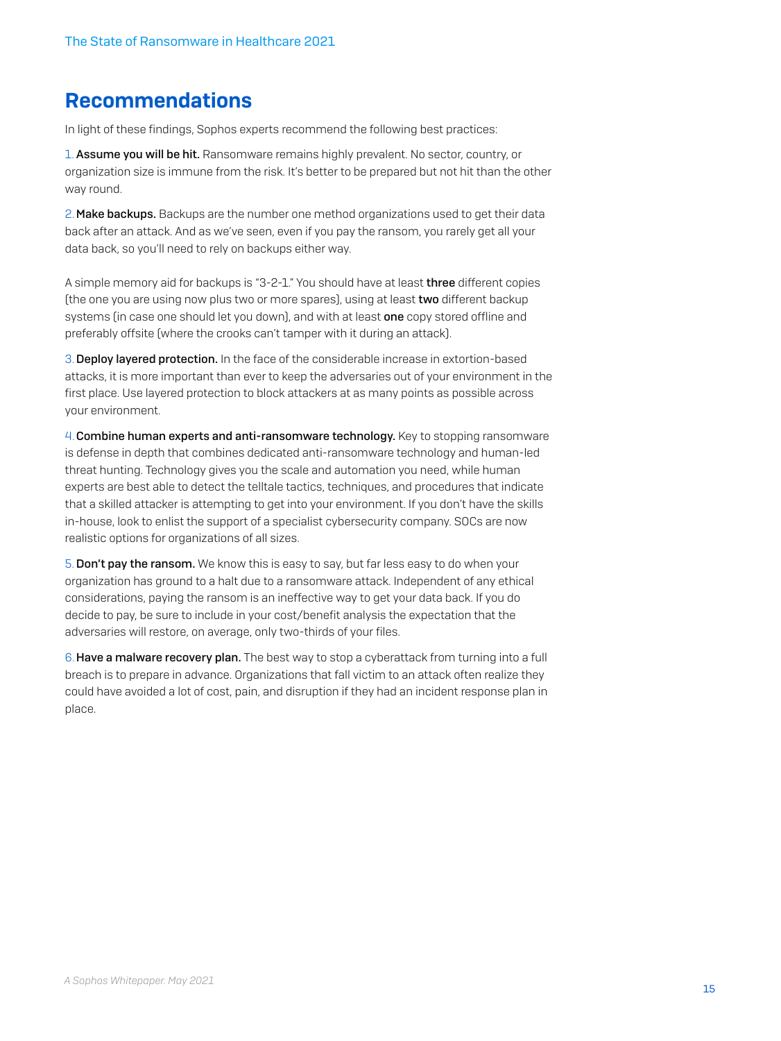## Recommendations

In light of these findings, Sophos experts recommend the following best practices:

1. **Assume you will be hit.** Ransomware remains highly prevalent. No sector, country, or organization size is immune from the risk. It's better to be prepared but not hit than the other way round.

2. **Make backups.** Backups are the number one method organizations used to get their data back after an attack. And as we've seen, even if you pay the ransom, you rarely get all your data back, so you'll need to rely on backups either way.

   A simple memory aid for backups is "3-2-1." You should have at least **three** different copies (the one you are using now plus two or more spares), using at least **two** different backup systems (in case one should let you down), and with at least **one** copy stored offline and preferably offsite (where the crooks can't tamper with it during an attack).

3. **Deploy layered protection.** In the face of the considerable increase in extortion-based attacks, it is more important than ever to keep the adversaries out of your environment in the first place. Use layered protection to block attackers at as many points as possible across your environment.

4. **Combine human experts and anti-ransomware technology.** Key to stopping ransomware is defense in depth that combines dedicated anti-ransomware technology and human-led threat hunting. Technology gives you the scale and automation you need, while human experts are best able to detect the telltale tactics, techniques, and procedures that indicate that a skilled attacker is attempting to get into your environment. If you don't have the skills in-house, look to enlist the support of a specialist cybersecurity company. SOCs are now realistic options for organizations of all sizes.

5. **Don't pay the ransom.** We know this is easy to say, but far less easy to do when your organization has ground to a halt due to a ransomware attack. Independent of any ethical considerations, paying the ransom is an ineffective way to get your data back. If you do decide to pay, be sure to include in your cost/benefit analysis the expectation that the adversaries will restore, on average, only two-thirds of your files.

6. **Have a malware recovery plan.** The best way to stop a cyberattack from turning into a full breach is to prepare in advance. Organizations that fall victim to an attack often realize they could have avoided a lot of cost, pain, and disruption if they had an incident response plan in place.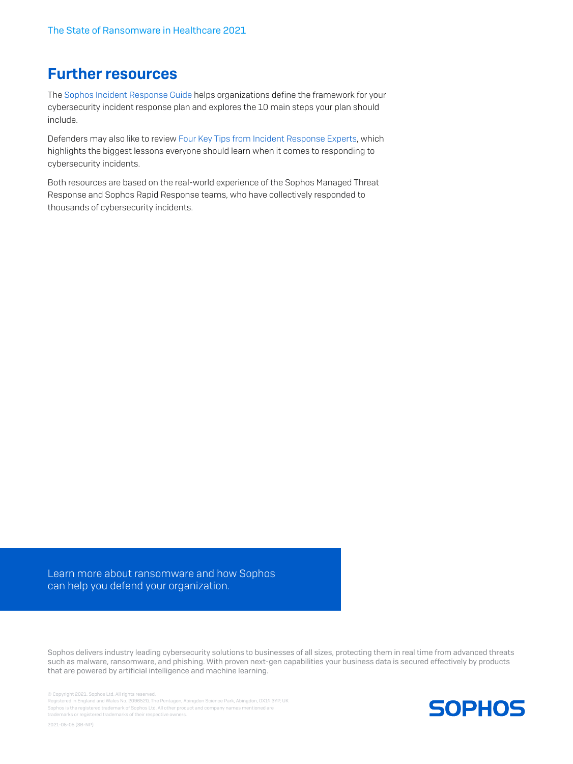## Further resources

The Sophos Incident Response Guide helps organizations define the framework for your cybersecurity incident response plan and explores the 10 main steps your plan should include.

Defenders may also like to review Four Key Tips from Incident Response Experts, which highlights the biggest lessons everyone should learn when it comes to responding to cybersecurity incidents.

Both resources are based on the real-world experience of the Sophos Managed Threat Response and Sophos Rapid Response teams, who have collectively responded to thousands of cybersecurity incidents.

Learn more about ransomware and how Sophos can help you defend your organization.

Sophos delivers industry leading cybersecurity solutions to businesses of all sizes, protecting them in real time from advanced threats such as malware, ransomware, and phishing. With proven next-gen capabilities your business data is secured effectively by products that are powered by artificial intelligence and machine learning.

© Copyright 2021. Sophos Ltd. All rights reserved.
Registered in England and Wales No. 2096520, The Pentagon, Abingdon Science Park, Abingdon, OX14 3YP, UK
Sophos is the registered trademark of Sophos Ltd. All other product and company names mentioned are trademarks or registered trademarks of their respective owners.

2021-05-05 (SB-NP)

SOPHOS